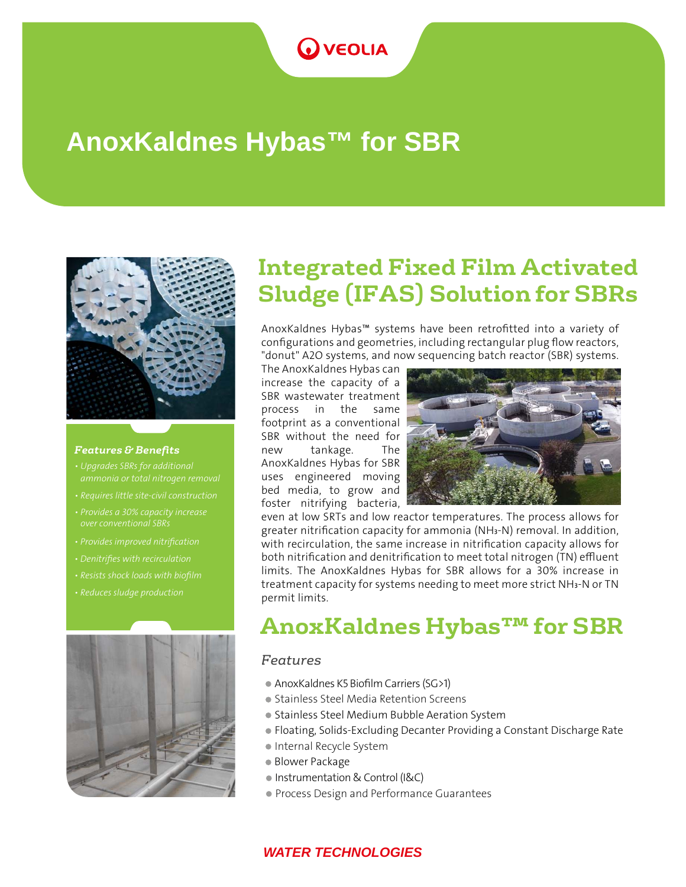# AnoxKaldnes Hybas™ for SBR

## Integrated Fixed Film Activated Sludge (IFAS) Solution for SBRs

AnoxKaldnes Hybas™ systems have been retrofitted into a variety of configurations and geometries, including rectangular plug flow reactors, "donut" A2O systems, and now sequencing batch reactor (SBR) systems. The AnoxKaldnes Hybas can increase the capacity of a SBR wastewater treatment process in the same footprint as a conventional SBR without the need for new tankage. The AnoxKaldnes Hybas for SBR uses engineered moving bed media, to grow and foster nitrifying bacteria, even at low SRTs and low reactor temperatures. The process allows for greater nitrification capacity for ammonia ($NH_3$-N) removal. In addition, with recirculation, the same increase in nitrification capacity allows for both nitrification and denitrification to meet total nitrogen (TN) effluent limits. The AnoxKaldnes Hybas for SBR allows for a 30% increase in treatment capacity for systems needing to meet more strict $NH_3$-N or TN permit limits.

### *Features & Benefits*

- *Upgrades SBRs for additional ammonia or total nitrogen removal*
- *Requires little site-civil construction*
- *Provides a 30% capacity increase over conventional SBRs*
- *Provides improved nitrification*
- *Denitrifies with recirculation*
- *Resists shock loads with biofilm*
- *Reduces sludge production*

## AnoxKaldnes Hybas™ for SBR

### *Features*

- AnoxKaldnes K5 Biofilm Carriers (SG>1)
- Stainless Steel Media Retention Screens
- Stainless Steel Medium Bubble Aeration System
- Floating, Solids-Excluding Decanter Providing a Constant Discharge Rate
- Internal Recycle System
- Blower Package
- Instrumentation & Control (I&C)
- Process Design and Performance Guarantees

**WATER TECHNOLOGIES**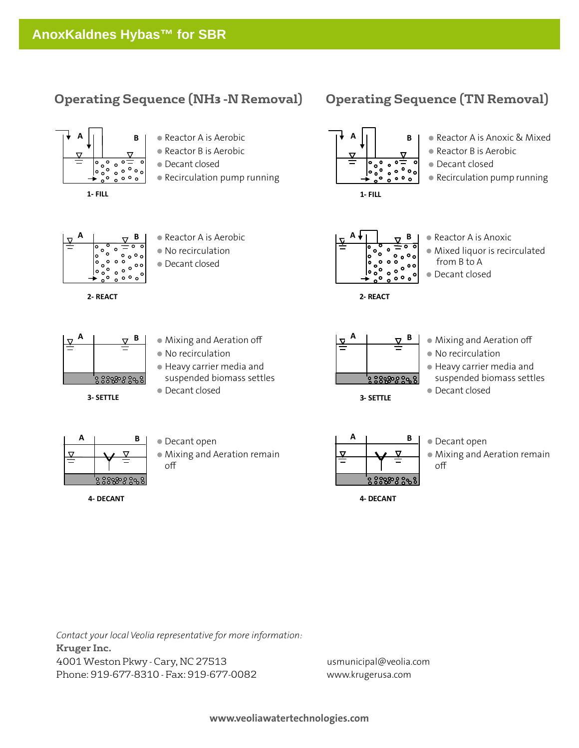# AnoxKaldnes Hybas™ for SBR

## Operating Sequence ($NH_3$ -N Removal)

A B

1- FILL

- Reactor A is Aerobic
- Reactor B is Aerobic
- Decant closed
- Recirculation pump running

A B

2- REACT

- Reactor A is Aerobic
- No recirculation
- Decant closed

A B

3- SETTLE

- Mixing and Aeration off
- No recirculation
- Heavy carrier media and suspended biomass settles
- Decant closed

A B

4- DECANT

- Decant open
- Mixing and Aeration remain off

## Operating Sequence (TN Removal)

A B

1- FILL

- Reactor A is Anoxic & Mixed
- Reactor B is Aerobic
- Decant closed
- Recirculation pump running

A B

2- REACT

- Reactor A is Anoxic
- Mixed liquor is recirculated from B to A
- Decant closed

A B

3- SETTLE

- Mixing and Aeration off
- No recirculation
- Heavy carrier media and suspended biomass settles
- Decant closed

A B

4- DECANT

- Decant open
- Mixing and Aeration remain off

*Contact your local Veolia representative for more information:*

**Kruger Inc.**
4001 Weston Pkwy - Cary, NC 27513
Phone: 919-677-8310 - Fax: 919-677-0082

usmunicipal@veolia.com
www.krugerusa.com

**www.veoliawatertechnologies.com**